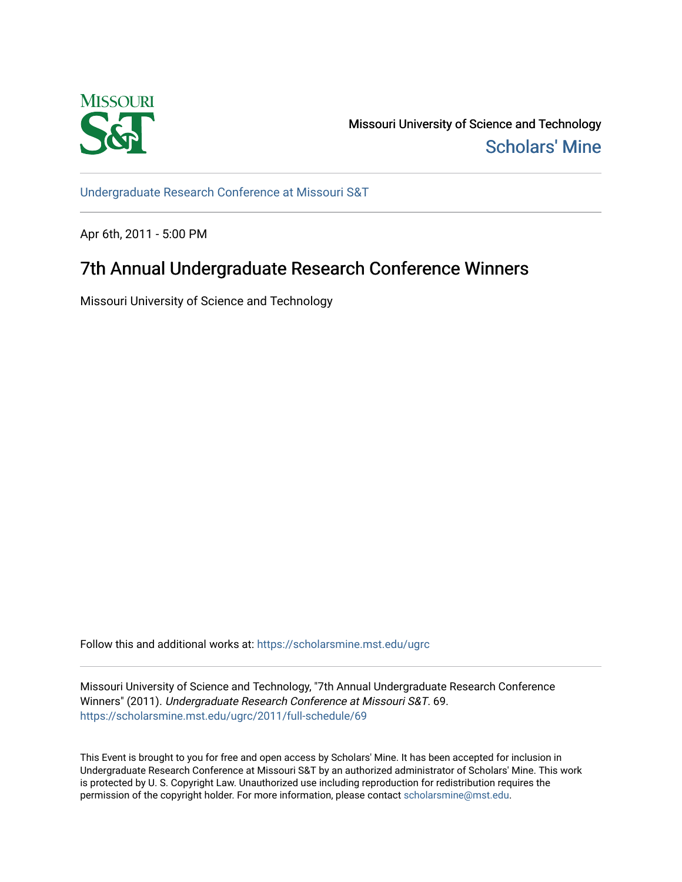Missouri University of Science and Technology

Scholars' Mine

Undergraduate Research Conference at Missouri S&T

Apr 6th, 2011 - 5:00 PM

# 7th Annual Undergraduate Research Conference Winners

Missouri University of Science and Technology

Follow this and additional works at: https://scholarsmine.mst.edu/ugrc

Missouri University of Science and Technology, "7th Annual Undergraduate Research Conference Winners" (2011). *Undergraduate Research Conference at Missouri S&T*. 69.
https://scholarsmine.mst.edu/ugrc/2011/full-schedule/69

This Event is brought to you for free and open access by Scholars' Mine. It has been accepted for inclusion in Undergraduate Research Conference at Missouri S&T by an authorized administrator of Scholars' Mine. This work is protected by U. S. Copyright Law. Unauthorized use including reproduction for redistribution requires the permission of the copyright holder. For more information, please contact scholarsmine@mst.edu.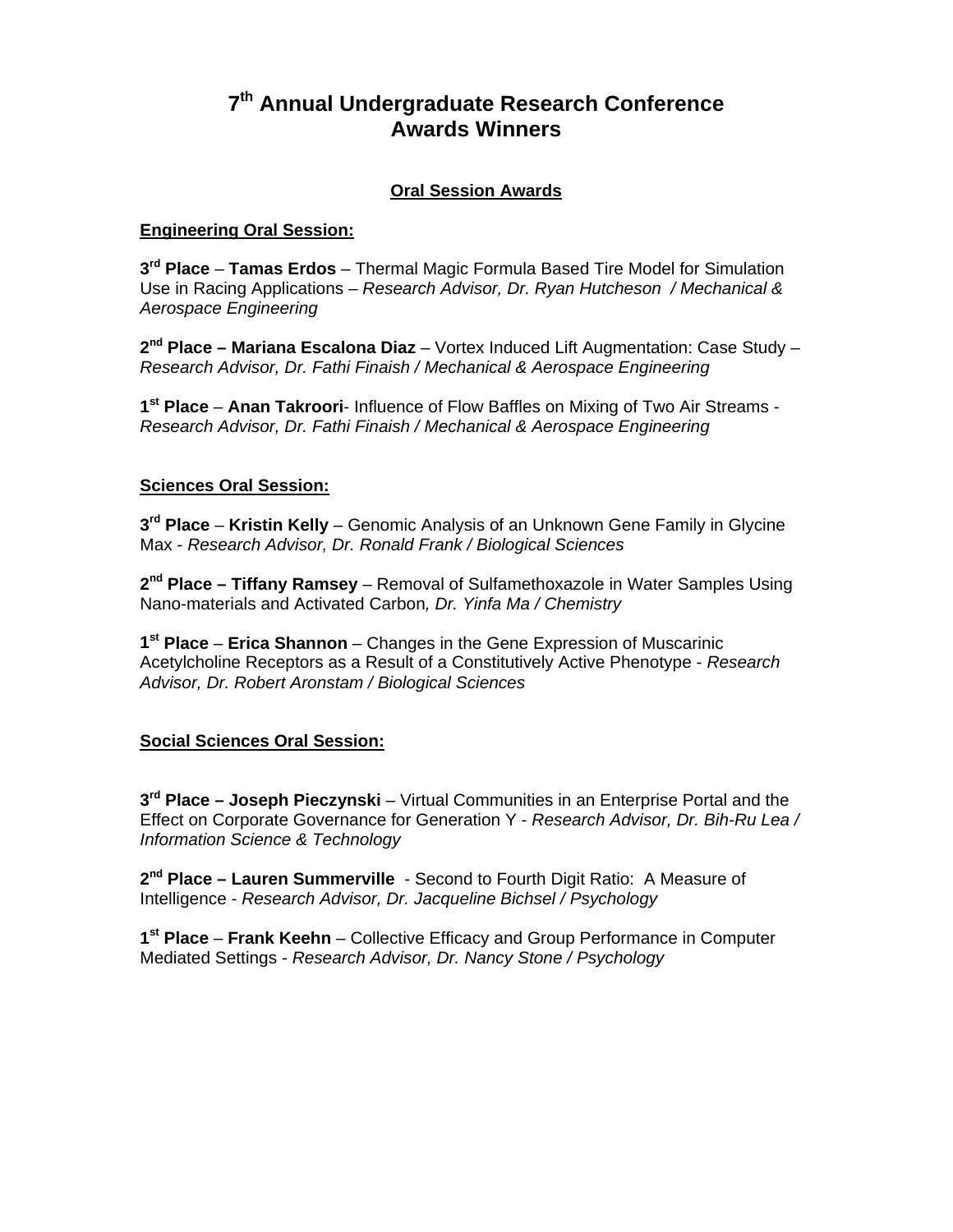# 7th Annual Undergraduate Research Conference Awards Winners

## Oral Session Awards

### Engineering Oral Session:

**3rd Place** – **Tamas Erdos** – Thermal Magic Formula Based Tire Model for Simulation Use in Racing Applications – *Research Advisor, Dr. Ryan Hutcheson / Mechanical & Aerospace Engineering*

**2nd Place – Mariana Escalona Diaz** – Vortex Induced Lift Augmentation: Case Study – *Research Advisor, Dr. Fathi Finaish / Mechanical & Aerospace Engineering*

**1st Place** – **Anan Takroori**- Influence of Flow Baffles on Mixing of Two Air Streams - *Research Advisor, Dr. Fathi Finaish / Mechanical & Aerospace Engineering*

### Sciences Oral Session:

**3rd Place** – **Kristin Kelly** – Genomic Analysis of an Unknown Gene Family in Glycine Max - *Research Advisor, Dr. Ronald Frank / Biological Sciences*

**2nd Place – Tiffany Ramsey** – Removal of Sulfamethoxazole in Water Samples Using Nano-materials and Activated Carbon*, Dr. Yinfa Ma / Chemistry*

**1st Place** – **Erica Shannon** – Changes in the Gene Expression of Muscarinic Acetylcholine Receptors as a Result of a Constitutively Active Phenotype - *Research Advisor, Dr. Robert Aronstam / Biological Sciences*

### Social Sciences Oral Session:

**3rd Place – Joseph Pieczynski** – Virtual Communities in an Enterprise Portal and the Effect on Corporate Governance for Generation Y - *Research Advisor, Dr. Bih-Ru Lea / Information Science & Technology*

**2nd Place – Lauren Summerville** - Second to Fourth Digit Ratio: A Measure of Intelligence - *Research Advisor, Dr. Jacqueline Bichsel / Psychology*

**1st Place** – **Frank Keehn** – Collective Efficacy and Group Performance in Computer Mediated Settings - *Research Advisor, Dr. Nancy Stone / Psychology*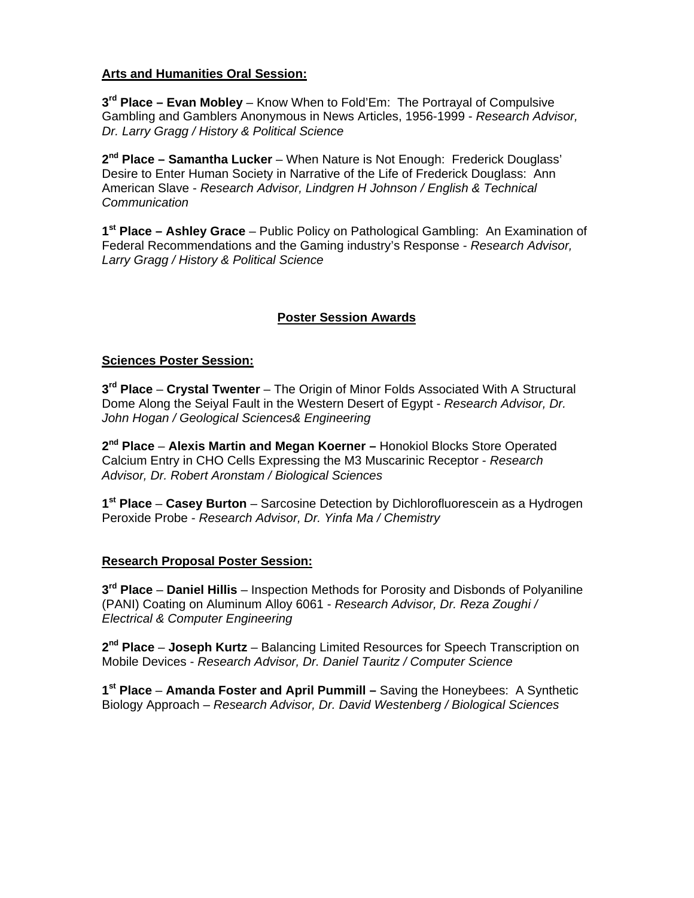**Arts and Humanities Oral Session:**

**3rd Place – Evan Mobley** – Know When to Fold'Em: The Portrayal of Compulsive Gambling and Gamblers Anonymous in News Articles, 1956-1999 - *Research Advisor, Dr. Larry Gragg / History & Political Science*

**2nd Place – Samantha Lucker** – When Nature is Not Enough: Frederick Douglass' Desire to Enter Human Society in Narrative of the Life of Frederick Douglass: Ann American Slave - *Research Advisor, Lindgren H Johnson / English & Technical Communication*

**1st Place – Ashley Grace** – Public Policy on Pathological Gambling: An Examination of Federal Recommendations and the Gaming industry's Response - *Research Advisor, Larry Gragg / History & Political Science*

## Poster Session Awards

**Sciences Poster Session:**

**3rd Place** – **Crystal Twenter** – The Origin of Minor Folds Associated With A Structural Dome Along the Seiyal Fault in the Western Desert of Egypt - *Research Advisor, Dr. John Hogan / Geological Sciences& Engineering*

**2nd Place** – **Alexis Martin and Megan Koerner –** Honokiol Blocks Store Operated Calcium Entry in CHO Cells Expressing the M3 Muscarinic Receptor - *Research Advisor, Dr. Robert Aronstam / Biological Sciences*

**1st Place** – **Casey Burton** – Sarcosine Detection by Dichlorofluorescein as a Hydrogen Peroxide Probe - *Research Advisor, Dr. Yinfa Ma / Chemistry*

**Research Proposal Poster Session:**

**3rd Place** – **Daniel Hillis** – Inspection Methods for Porosity and Disbonds of Polyaniline (PANI) Coating on Aluminum Alloy 6061 - *Research Advisor, Dr. Reza Zoughi / Electrical & Computer Engineering*

**2nd Place** – **Joseph Kurtz** – Balancing Limited Resources for Speech Transcription on Mobile Devices - *Research Advisor, Dr. Daniel Tauritz / Computer Science*

**1st Place** – **Amanda Foster and April Pummill –** Saving the Honeybees: A Synthetic Biology Approach – *Research Advisor, Dr. David Westenberg / Biological Sciences*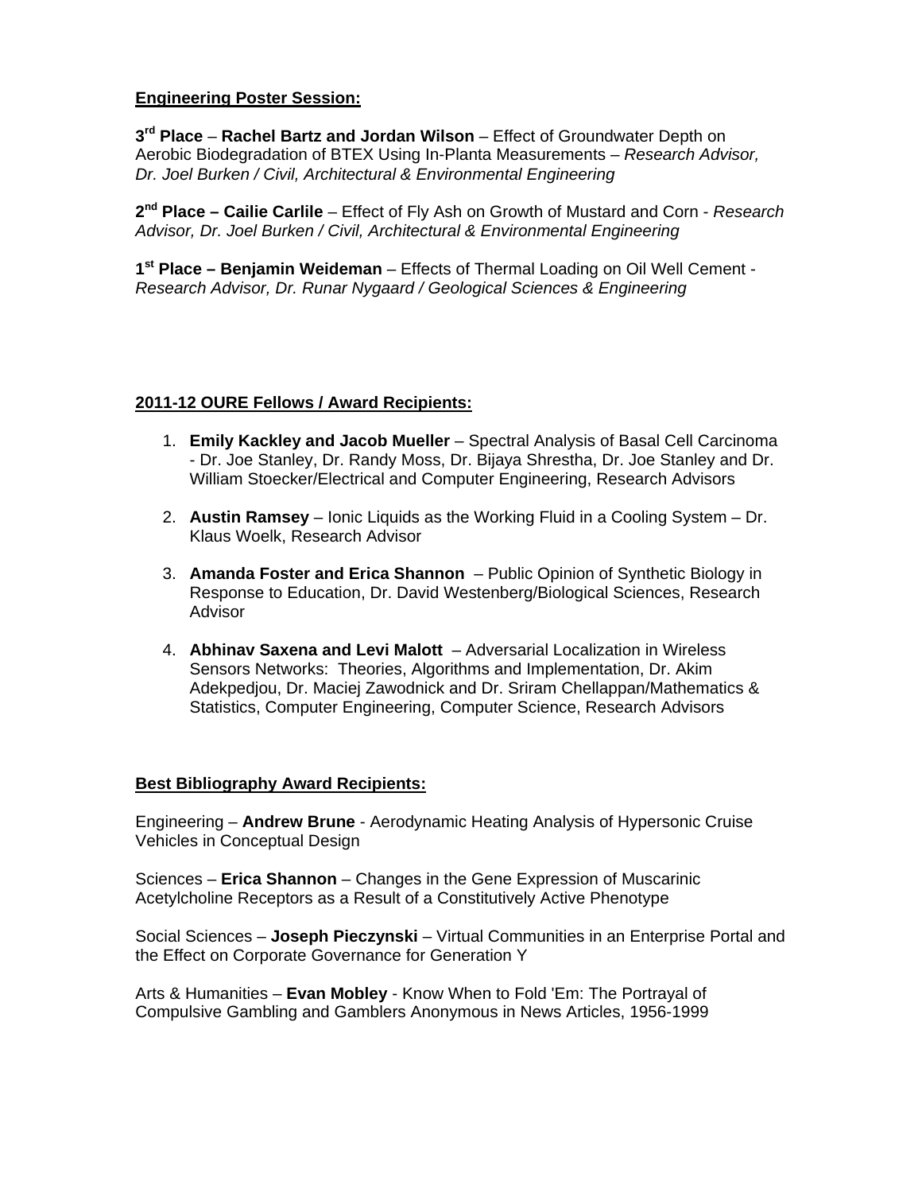**Engineering Poster Session:**

**3rd Place** – **Rachel Bartz and Jordan Wilson** – Effect of Groundwater Depth on Aerobic Biodegradation of BTEX Using In-Planta Measurements – *Research Advisor, Dr. Joel Burken / Civil, Architectural & Environmental Engineering*

**2nd Place – Cailie Carlile** – Effect of Fly Ash on Growth of Mustard and Corn - *Research Advisor, Dr. Joel Burken / Civil, Architectural & Environmental Engineering*

**1st Place – Benjamin Weideman** – Effects of Thermal Loading on Oil Well Cement - *Research Advisor, Dr. Runar Nygaard / Geological Sciences & Engineering*

**2011-12 OURE Fellows / Award Recipients:**

1. **Emily Kackley and Jacob Mueller** – Spectral Analysis of Basal Cell Carcinoma - Dr. Joe Stanley, Dr. Randy Moss, Dr. Bijaya Shrestha, Dr. Joe Stanley and Dr. William Stoecker/Electrical and Computer Engineering, Research Advisors
2. **Austin Ramsey** – Ionic Liquids as the Working Fluid in a Cooling System – Dr. Klaus Woelk, Research Advisor
3. **Amanda Foster and Erica Shannon** – Public Opinion of Synthetic Biology in Response to Education, Dr. David Westenberg/Biological Sciences, Research Advisor
4. **Abhinav Saxena and Levi Malott** – Adversarial Localization in Wireless Sensors Networks: Theories, Algorithms and Implementation, Dr. Akim Adekpedjou, Dr. Maciej Zawodnick and Dr. Sriram Chellappan/Mathematics & Statistics, Computer Engineering, Computer Science, Research Advisors

**Best Bibliography Award Recipients:**

Engineering – **Andrew Brune** - Aerodynamic Heating Analysis of Hypersonic Cruise Vehicles in Conceptual Design

Sciences – **Erica Shannon** – Changes in the Gene Expression of Muscarinic Acetylcholine Receptors as a Result of a Constitutively Active Phenotype

Social Sciences – **Joseph Pieczynski** – Virtual Communities in an Enterprise Portal and the Effect on Corporate Governance for Generation Y

Arts & Humanities – **Evan Mobley** - Know When to Fold 'Em: The Portrayal of Compulsive Gambling and Gamblers Anonymous in News Articles, 1956-1999